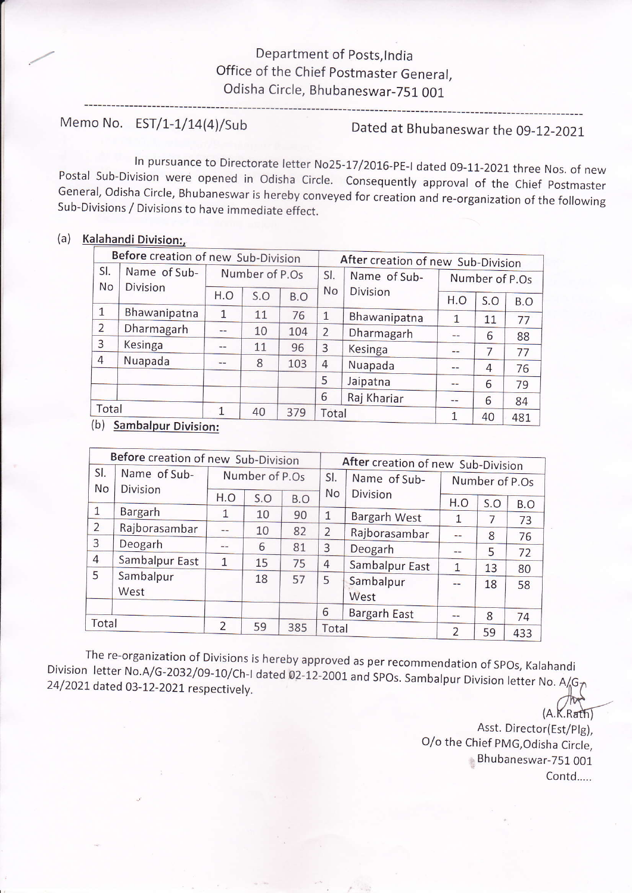Department of Posts,India
Office of the Chief Postmaster General,
Odisha Circle, Bhubaneswar-751 001

Memo No. EST/1-1/14(4)/Sub Dated at Bhubaneswar the 09-12-2021

In pursuance to Directorate letter No25-17/2016-PE-I dated 09-11-2021 three Nos. of new Postal Sub-Division were opened in Odisha Circle. Consequently approval of the Chief Postmaster General, Odisha Circle, Bhubaneswar is hereby conveyed for creation and re-organization of the following Sub-Divisions / Divisions to have immediate effect.

(a) **Kalahandi Division:,**

| Before creation of new Sub-Division | | | | | After creation of new Sub-Division | | | | |
|---|---|---|---|---|---|---|---|---|---|
| Sl. No | Name of Sub-Division | Number of P.Os | | | Sl. No | Name of Sub-Division | Number of P.Os | | |
| | | H.O | S.O | B.O | | | H.O | S.O | B.O |
| 1 | Bhawanipatna | 1 | 11 | 76 | 1 | Bhawanipatna | 1 | 11 | 77 |
| 2 | Dharmagarh | -- | 10 | 104 | 2 | Dharmagarh | -- | 6 | 88 |
| 3 | Kesinga | -- | 11 | 96 | 3 | Kesinga | -- | 7 | 77 |
| 4 | Nuapada | -- | 8 | 103 | 4 | Nuapada | -- | 4 | 76 |
| | | | | | 5 | Jaipatna | -- | 6 | 79 |
| | | | | | 6 | Raj Khariar | -- | 6 | 84 |
| Total | | 1 | 40 | 379 | Total | | 1 | 40 | 481 |

(b) **Sambalpur Division:**

| Before creation of new Sub-Division | | | | | After creation of new Sub-Division | | | | |
|---|---|---|---|---|---|---|---|---|---|
| Sl. No | Name of Sub-Division | Number of P.Os | | | Sl. No | Name of Sub-Division | Number of P.Os | | |
| | | H.O | S.O | B.O | | | H.O | S.O | B.O |
| 1 | Bargarh | 1 | 10 | 90 | 1 | Bargarh West | 1 | 7 | 73 |
| 2 | Rajborasambar | -- | 10 | 82 | 2 | Rajborasambar | -- | 8 | 76 |
| 3 | Deogarh | -- | 6 | 81 | 3 | Deogarh | -- | 5 | 72 |
| 4 | Sambalpur East | 1 | 15 | 75 | 4 | Sambalpur East | 1 | 13 | 80 |
| 5 | Sambalpur West | | 18 | 57 | 5 | Sambalpur West | -- | 18 | 58 |
| | | | | | 6 | Bargarh East | -- | 8 | 74 |
| Total | | 2 | 59 | 385 | Total | | 2 | 59 | 433 |

The re-organization of Divisions is hereby approved as per recommendation of SPOs, Kalahandi Division letter No.A/G-2032/09-10/Ch-I dated 02-12-2001 and SPOs. Sambalpur Division letter No. A/G-24/2021 dated 03-12-2021 respectively.

(A.K.Rath)
Asst. Director(Est/Plg),
O/o the Chief PMG,Odisha Circle,
Bhubaneswar-751 001

Contd.....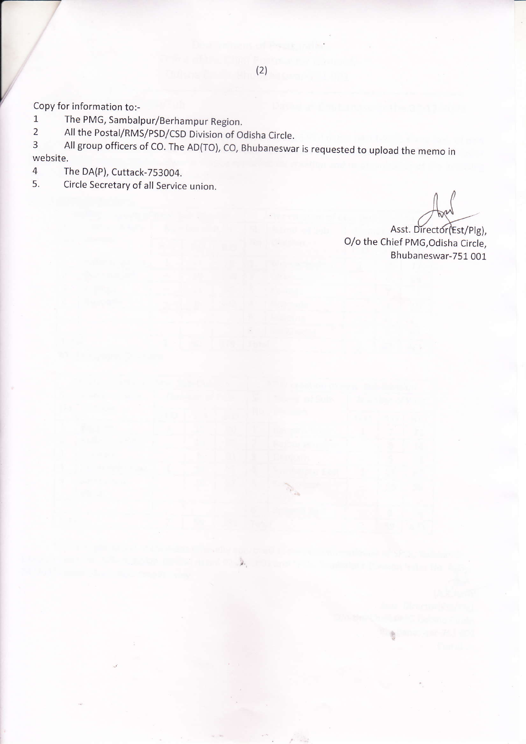Copy for information to:-

1. The PMG, Sambalpur/Berhampur Region.
2. All the Postal/RMS/PSD/CSD Division of Odisha Circle.
3. All group officers of CO. The AD(TO), CO, Bhubaneswar is requested to upload the memo in website.
4. The DA(P), Cuttack-753004.
5. Circle Secretary of all Service union.

Asst. Director(Est/Plg),  
O/o the Chief PMG,Odisha Circle,  
Bhubaneswar-751 001